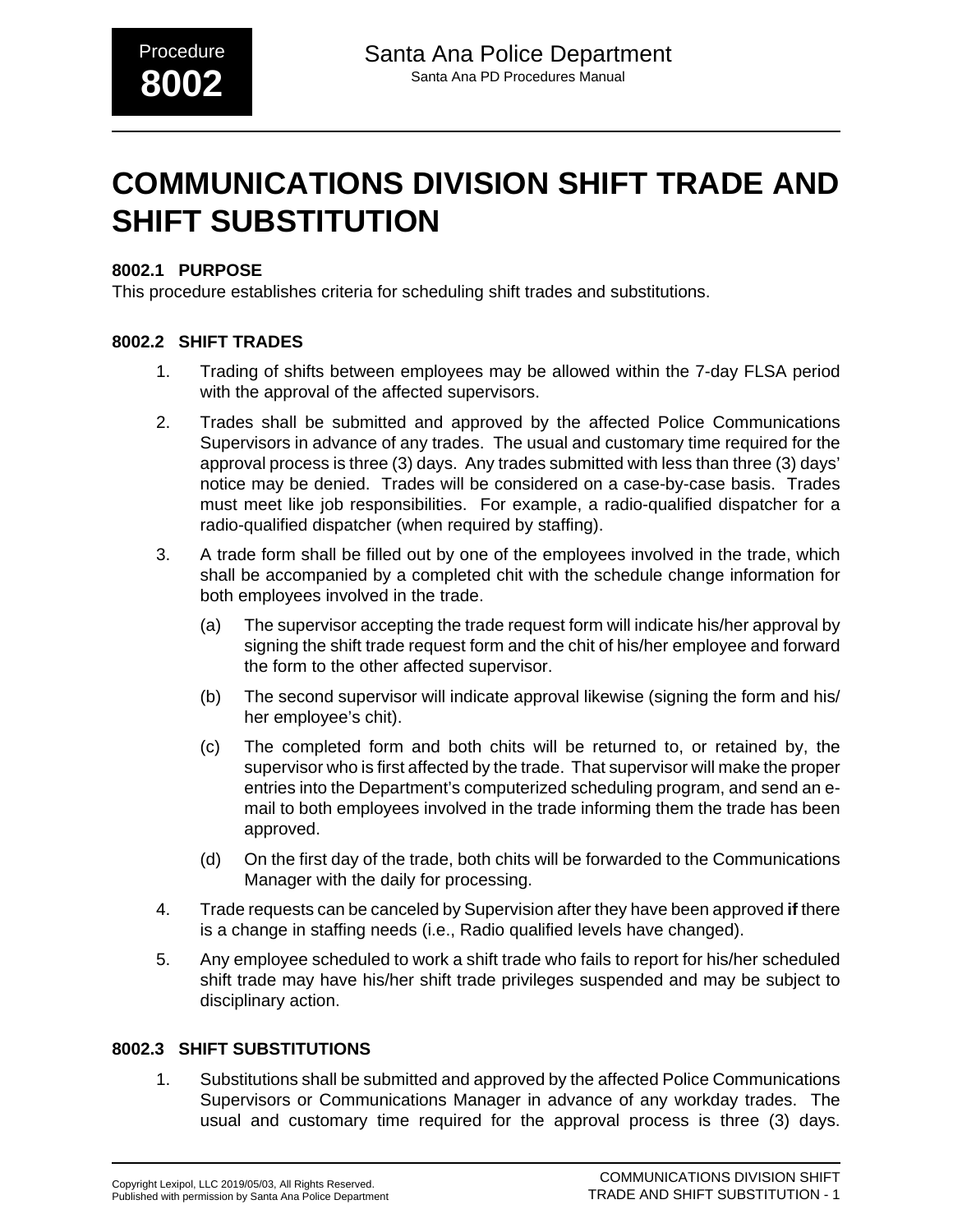Procedure **8002**

Santa Ana Police Department
Santa Ana PD Procedures Manual

# COMMUNICATIONS DIVISION SHIFT TRADE AND SHIFT SUBSTITUTION

### 8002.1 PURPOSE

This procedure establishes criteria for scheduling shift trades and substitutions.

### 8002.2 SHIFT TRADES

1. Trading of shifts between employees may be allowed within the 7-day FLSA period with the approval of the affected supervisors.

2. Trades shall be submitted and approved by the affected Police Communications Supervisors in advance of any trades. The usual and customary time required for the approval process is three (3) days. Any trades submitted with less than three (3) days' notice may be denied. Trades will be considered on a case-by-case basis. Trades must meet like job responsibilities. For example, a radio-qualified dispatcher for a radio-qualified dispatcher (when required by staffing).

3. A trade form shall be filled out by one of the employees involved in the trade, which shall be accompanied by a completed chit with the schedule change information for both employees involved in the trade.

   (a) The supervisor accepting the trade request form will indicate his/her approval by signing the shift trade request form and the chit of his/her employee and forward the form to the other affected supervisor.

   (b) The second supervisor will indicate approval likewise (signing the form and his/her employee's chit).

   (c) The completed form and both chits will be returned to, or retained by, the supervisor who is first affected by the trade. That supervisor will make the proper entries into the Department's computerized scheduling program, and send an e-mail to both employees involved in the trade informing them the trade has been approved.

   (d) On the first day of the trade, both chits will be forwarded to the Communications Manager with the daily for processing.

4. Trade requests can be canceled by Supervision after they have been approved **if** there is a change in staffing needs (i.e., Radio qualified levels have changed).

5. Any employee scheduled to work a shift trade who fails to report for his/her scheduled shift trade may have his/her shift trade privileges suspended and may be subject to disciplinary action.

### 8002.3 SHIFT SUBSTITUTIONS

1. Substitutions shall be submitted and approved by the affected Police Communications Supervisors or Communications Manager in advance of any workday trades. The usual and customary time required for the approval process is three (3) days.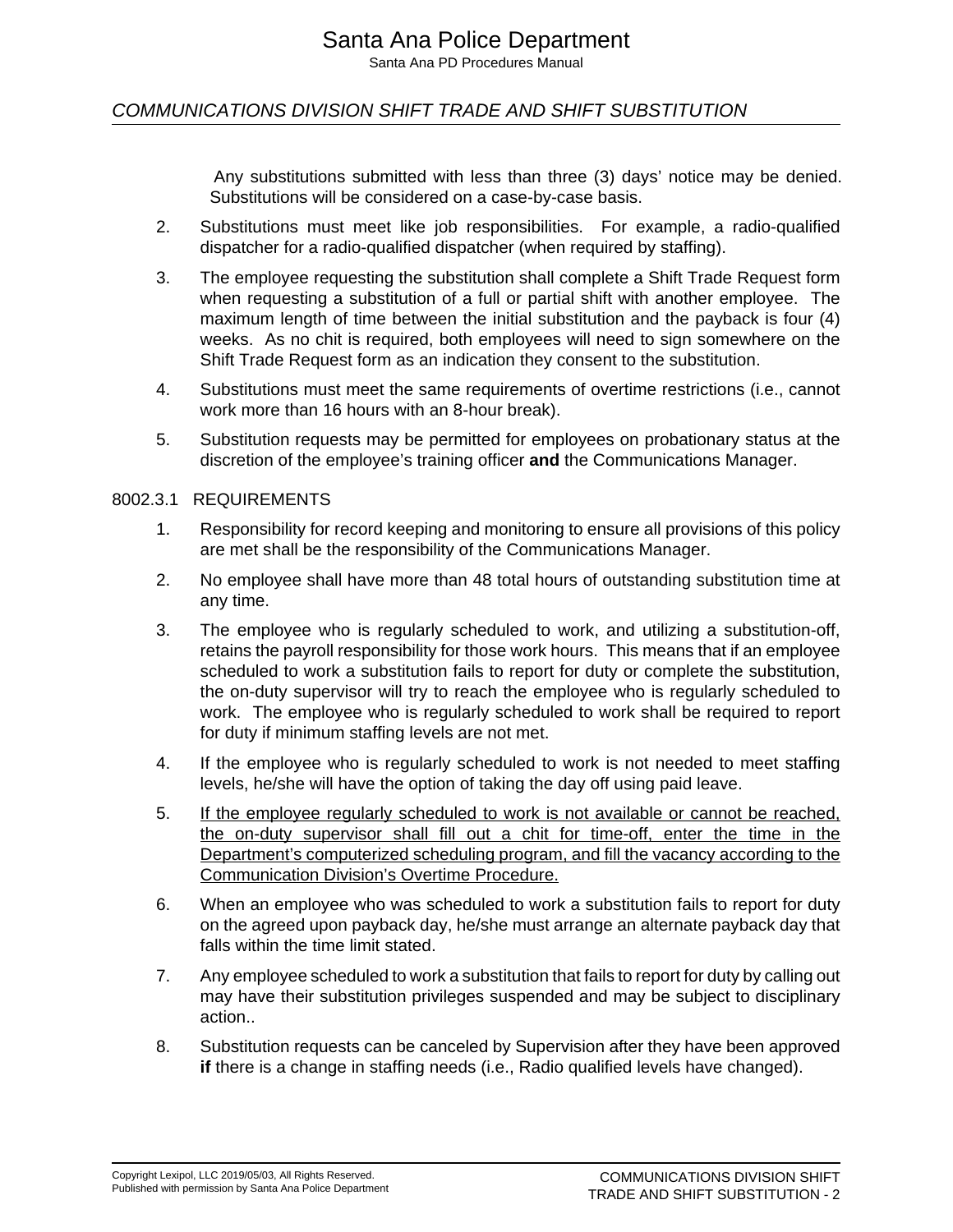Any substitutions submitted with less than three (3) days' notice may be denied. Substitutions will be considered on a case-by-case basis.

2. Substitutions must meet like job responsibilities. For example, a radio-qualified dispatcher for a radio-qualified dispatcher (when required by staffing).

3. The employee requesting the substitution shall complete a Shift Trade Request form when requesting a substitution of a full or partial shift with another employee. The maximum length of time between the initial substitution and the payback is four (4) weeks. As no chit is required, both employees will need to sign somewhere on the Shift Trade Request form as an indication they consent to the substitution.

4. Substitutions must meet the same requirements of overtime restrictions (i.e., cannot work more than 16 hours with an 8-hour break).

5. Substitution requests may be permitted for employees on probationary status at the discretion of the employee's training officer **and** the Communications Manager.

### 8002.3.1 REQUIREMENTS

1. Responsibility for record keeping and monitoring to ensure all provisions of this policy are met shall be the responsibility of the Communications Manager.

2. No employee shall have more than 48 total hours of outstanding substitution time at any time.

3. The employee who is regularly scheduled to work, and utilizing a substitution-off, retains the payroll responsibility for those work hours. This means that if an employee scheduled to work a substitution fails to report for duty or complete the substitution, the on-duty supervisor will try to reach the employee who is regularly scheduled to work. The employee who is regularly scheduled to work shall be required to report for duty if minimum staffing levels are not met.

4. If the employee who is regularly scheduled to work is not needed to meet staffing levels, he/she will have the option of taking the day off using paid leave.

5. <u>If the employee regularly scheduled to work is not available or cannot be reached, the on-duty supervisor shall fill out a chit for time-off, enter the time in the Department's computerized scheduling program, and fill the vacancy according to the Communication Division's Overtime Procedure.</u>

6. When an employee who was scheduled to work a substitution fails to report for duty on the agreed upon payback day, he/she must arrange an alternate payback day that falls within the time limit stated.

7. Any employee scheduled to work a substitution that fails to report for duty by calling out may have their substitution privileges suspended and may be subject to disciplinary action..

8. Substitution requests can be canceled by Supervision after they have been approved **if** there is a change in staffing needs (i.e., Radio qualified levels have changed).